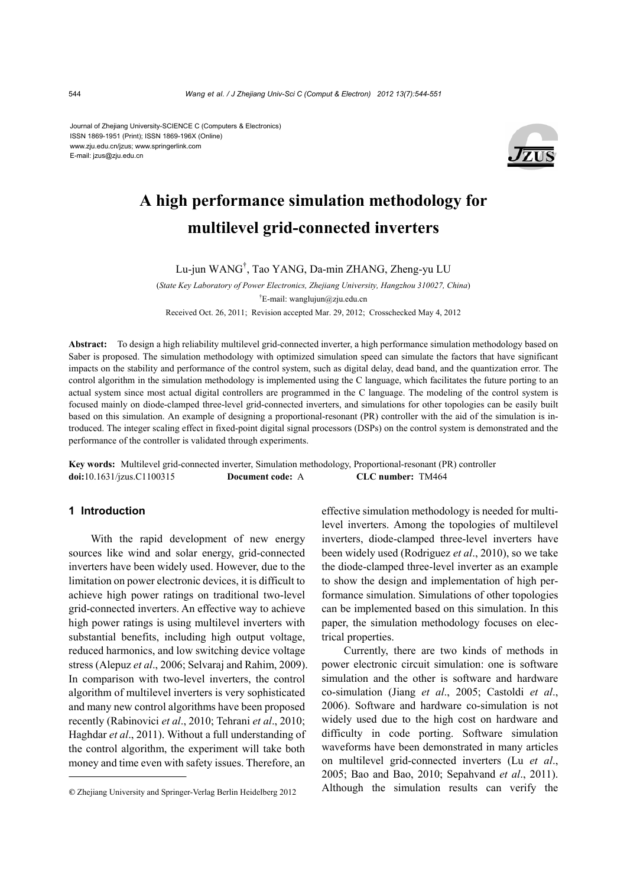Journal of Zhejiang University-SCIENCE C (Computers & Electronics)
ISSN 1869-1951 (Print); ISSN 1869-196X (Online)
www.zju.edu.cn/jzus; www.springerlink.com
E-mail: jzus@zju.edu.cn

# A high performance simulation methodology for multilevel grid-connected inverters

Lu-jun WANG[†], Tao YANG, Da-min ZHANG, Zheng-yu LU

(*State Key Laboratory of Power Electronics, Zhejiang University, Hangzhou 310027, China*)

[†]E-mail: wanglujun@zju.edu.cn

Received Oct. 26, 2011; Revision accepted Mar. 29, 2012; Crosschecked May 4, 2012

**Abstract:** To design a high reliability multilevel grid-connected inverter, a high performance simulation methodology based on Saber is proposed. The simulation methodology with optimized simulation speed can simulate the factors that have significant impacts on the stability and performance of the control system, such as digital delay, dead band, and the quantization error. The control algorithm in the simulation methodology is implemented using the C language, which facilitates the future porting to an actual system since most actual digital controllers are programmed in the C language. The modeling of the control system is focused mainly on diode-clamped three-level grid-connected inverters, and simulations for other topologies can be easily built based on this simulation. An example of designing a proportional-resonant (PR) controller with the aid of the simulation is introduced. The integer scaling effect in fixed-point digital signal processors (DSPs) on the control system is demonstrated and the performance of the controller is validated through experiments.

**Key words:** Multilevel grid-connected inverter, Simulation methodology, Proportional-resonant (PR) controller
**doi:**10.1631/jzus.C1100315 **Document code:** A **CLC number:** TM464

## 1 Introduction

With the rapid development of new energy sources like wind and solar energy, grid-connected inverters have been widely used. However, due to the limitation on power electronic devices, it is difficult to achieve high power ratings on traditional two-level grid-connected inverters. An effective way to achieve high power ratings is using multilevel inverters with substantial benefits, including high output voltage, reduced harmonics, and low switching device voltage stress (Alepuz *et al*., 2006; Selvaraj and Rahim, 2009). In comparison with two-level inverters, the control algorithm of multilevel inverters is very sophisticated and many new control algorithms have been proposed recently (Rabinovici *et al*., 2010; Tehrani *et al*., 2010; Haghdar *et al*., 2011). Without a full understanding of the control algorithm, the experiment will take both money and time even with safety issues. Therefore, an effective simulation methodology is needed for multilevel inverters. Among the topologies of multilevel inverters, diode-clamped three-level inverters have been widely used (Rodriguez *et al*., 2010), so we take the diode-clamped three-level inverter as an example to show the design and implementation of high performance simulation. Simulations of other topologies can be implemented based on this simulation. In this paper, the simulation methodology focuses on electrical properties.

Currently, there are two kinds of methods in power electronic circuit simulation: one is software simulation and the other is software and hardware co-simulation (Jiang *et al*., 2005; Castoldi *et al*., 2006). Software and hardware co-simulation is not widely used due to the high cost on hardware and difficulty in code porting. Software simulation waveforms have been demonstrated in many articles on multilevel grid-connected inverters (Lu *et al*., 2005; Bao and Bao, 2010; Sepahvand *et al*., 2011). Although the simulation results can verify the

© Zhejiang University and Springer-Verlag Berlin Heidelberg 2012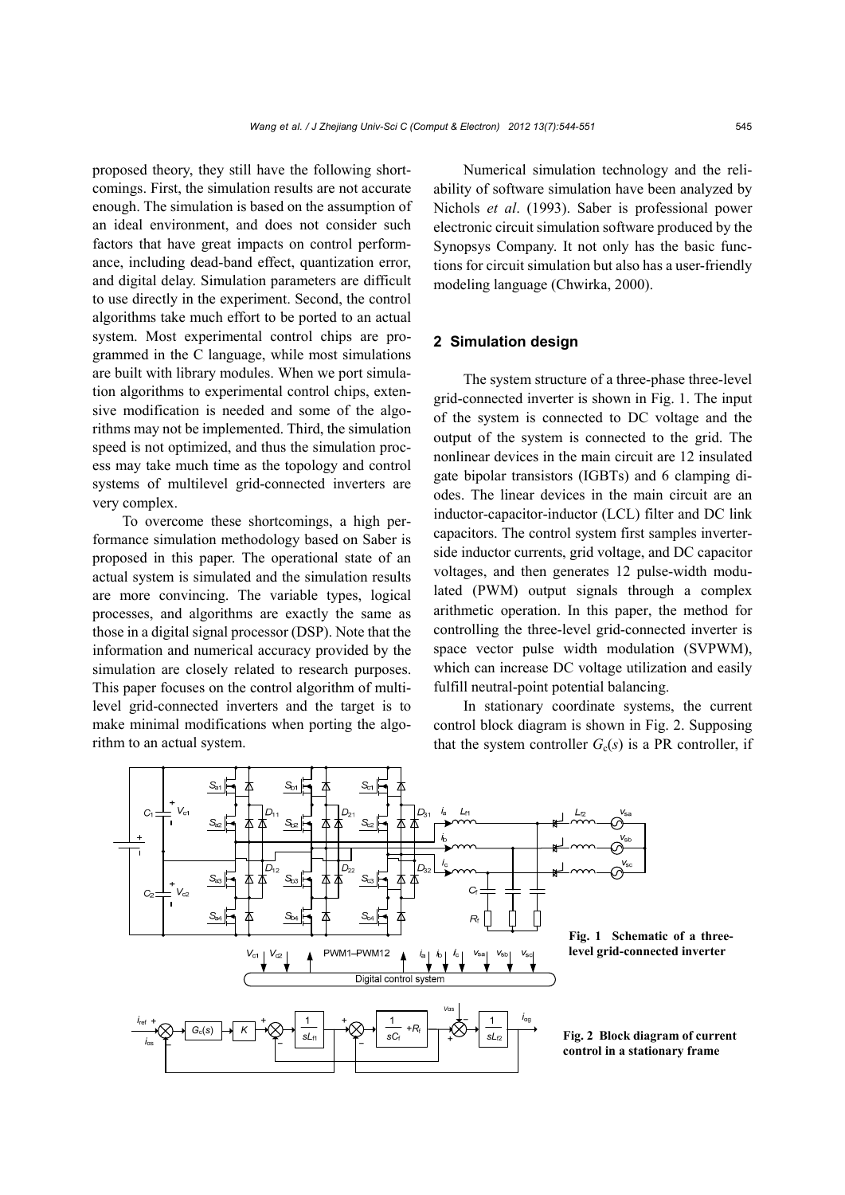proposed theory, they still have the following shortcomings. First, the simulation results are not accurate enough. The simulation is based on the assumption of an ideal environment, and does not consider such factors that have great impacts on control performance, including dead-band effect, quantization error, and digital delay. Simulation parameters are difficult to use directly in the experiment. Second, the control algorithms take much effort to be ported to an actual system. Most experimental control chips are programmed in the C language, while most simulations are built with library modules. When we port simulation algorithms to experimental control chips, extensive modification is needed and some of the algorithms may not be implemented. Third, the simulation speed is not optimized, and thus the simulation process may take much time as the topology and control systems of multilevel grid-connected inverters are very complex.

To overcome these shortcomings, a high performance simulation methodology based on Saber is proposed in this paper. The operational state of an actual system is simulated and the simulation results are more convincing. The variable types, logical processes, and algorithms are exactly the same as those in a digital signal processor (DSP). Note that the information and numerical accuracy provided by the simulation are closely related to research purposes. This paper focuses on the control algorithm of multilevel grid-connected inverters and the target is to make minimal modifications when porting the algorithm to an actual system.

Numerical simulation technology and the reliability of software simulation have been analyzed by Nichols *et al*. (1993). Saber is professional power electronic circuit simulation software produced by the Synopsys Company. It not only has the basic functions for circuit simulation but also has a user-friendly modeling language (Chwirka, 2000).

## 2 Simulation design

The system structure of a three-phase three-level grid-connected inverter is shown in Fig. 1. The input of the system is connected to DC voltage and the output of the system is connected to the grid. The nonlinear devices in the main circuit are 12 insulated gate bipolar transistors (IGBTs) and 6 clamping diodes. The linear devices in the main circuit are an inductor-capacitor-inductor (LCL) filter and DC link capacitors. The control system first samples inverter-side inductor currents, grid voltage, and DC capacitor voltages, and then generates 12 pulse-width modulated (PWM) output signals through a complex arithmetic operation. In this paper, the method for controlling the three-level grid-connected inverter is space vector pulse width modulation (SVPWM), which can increase DC voltage utilization and easily fulfill neutral-point potential balancing.

In stationary coordinate systems, the current control block diagram is shown in Fig. 2. Supposing that the system controller $G_c(s)$ is a PR controller, if

**Fig. 1 Schematic of a three-level grid-connected inverter**

**Fig. 2 Block diagram of current control in a stationary frame**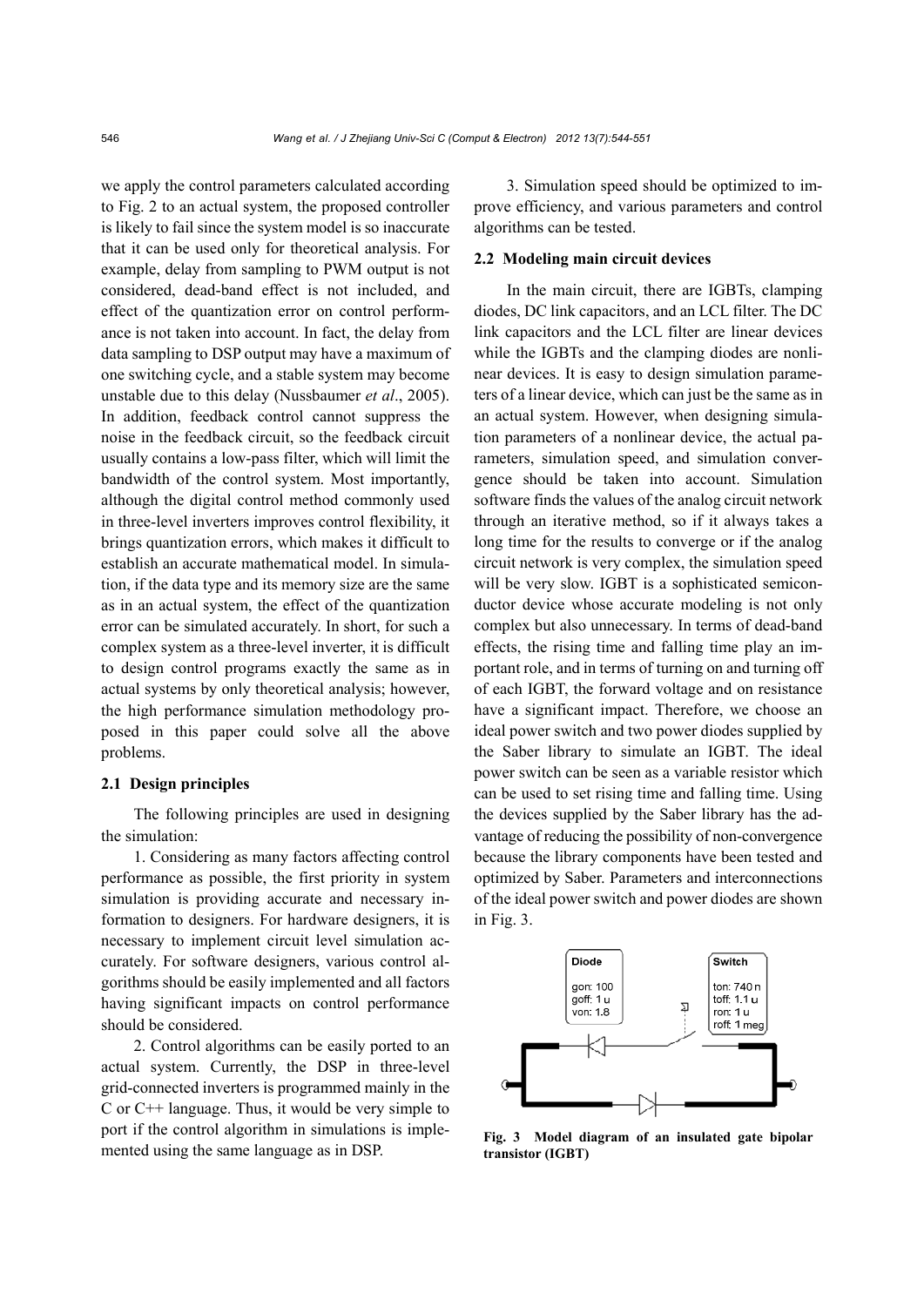we apply the control parameters calculated according to Fig. 2 to an actual system, the proposed controller is likely to fail since the system model is so inaccurate that it can be used only for theoretical analysis. For example, delay from sampling to PWM output is not considered, dead-band effect is not included, and effect of the quantization error on control performance is not taken into account. In fact, the delay from data sampling to DSP output may have a maximum of one switching cycle, and a stable system may become unstable due to this delay (Nussbaumer *et al*., 2005). In addition, feedback control cannot suppress the noise in the feedback circuit, so the feedback circuit usually contains a low-pass filter, which will limit the bandwidth of the control system. Most importantly, although the digital control method commonly used in three-level inverters improves control flexibility, it brings quantization errors, which makes it difficult to establish an accurate mathematical model. In simulation, if the data type and its memory size are the same as in an actual system, the effect of the quantization error can be simulated accurately. In short, for such a complex system as a three-level inverter, it is difficult to design control programs exactly the same as in actual systems by only theoretical analysis; however, the high performance simulation methodology proposed in this paper could solve all the above problems.

### 2.1 Design principles

The following principles are used in designing the simulation:

1. Considering as many factors affecting control performance as possible, the first priority in system simulation is providing accurate and necessary information to designers. For hardware designers, it is necessary to implement circuit level simulation accurately. For software designers, various control algorithms should be easily implemented and all factors having significant impacts on control performance should be considered.

2. Control algorithms can be easily ported to an actual system. Currently, the DSP in three-level grid-connected inverters is programmed mainly in the C or C++ language. Thus, it would be very simple to port if the control algorithm in simulations is implemented using the same language as in DSP.

3. Simulation speed should be optimized to improve efficiency, and various parameters and control algorithms can be tested.

### 2.2 Modeling main circuit devices

In the main circuit, there are IGBTs, clamping diodes, DC link capacitors, and an LCL filter. The DC link capacitors and the LCL filter are linear devices while the IGBTs and the clamping diodes are nonlinear devices. It is easy to design simulation parameters of a linear device, which can just be the same as in an actual system. However, when designing simulation parameters of a nonlinear device, the actual parameters, simulation speed, and simulation convergence should be taken into account. Simulation software finds the values of the analog circuit network through an iterative method, so if it always takes a long time for the results to converge or if the analog circuit network is very complex, the simulation speed will be very slow. IGBT is a sophisticated semiconductor device whose accurate modeling is not only complex but also unnecessary. In terms of dead-band effects, the rising time and falling time play an important role, and in terms of turning on and turning off of each IGBT, the forward voltage and on resistance have a significant impact. Therefore, we choose an ideal power switch and two power diodes supplied by the Saber library to simulate an IGBT. The ideal power switch can be seen as a variable resistor which can be used to set rising time and falling time. Using the devices supplied by the Saber library has the advantage of reducing the possibility of non-convergence because the library components have been tested and optimized by Saber. Parameters and interconnections of the ideal power switch and power diodes are shown in Fig. 3.

Diode
gon: 100
goff: 1 u
von: 1.8

Switch
ton: 740 n
toff: 1.1 u
ron: 1 u
roff: 1 meg

**Fig. 3 Model diagram of an insulated gate bipolar transistor (IGBT)**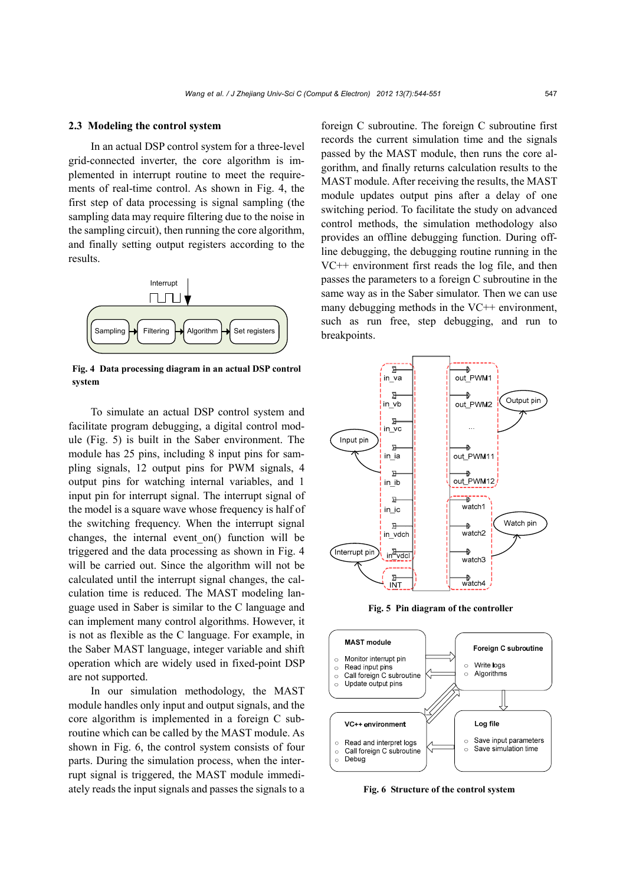### 2.3 Modeling the control system

In an actual DSP control system for a three-level grid-connected inverter, the core algorithm is implemented in interrupt routine to meet the requirements of real-time control. As shown in Fig. 4, the first step of data processing is signal sampling (the sampling data may require filtering due to the noise in the sampling circuit), then running the core algorithm, and finally setting output registers according to the results.

**Fig. 4 Data processing diagram in an actual DSP control system**

To simulate an actual DSP control system and facilitate program debugging, a digital control module (Fig. 5) is built in the Saber environment. The module has 25 pins, including 8 input pins for sampling signals, 12 output pins for PWM signals, 4 output pins for watching internal variables, and 1 input pin for interrupt signal. The interrupt signal of the model is a square wave whose frequency is half of the switching frequency. When the interrupt signal changes, the internal event_on() function will be triggered and the data processing as shown in Fig. 4 will be carried out. Since the algorithm will not be calculated until the interrupt signal changes, the calculation time is reduced. The MAST modeling language used in Saber is similar to the C language and can implement many control algorithms. However, it is not as flexible as the C language. For example, in the Saber MAST language, integer variable and shift operation which are widely used in fixed-point DSP are not supported.

In our simulation methodology, the MAST module handles only input and output signals, and the core algorithm is implemented in a foreign C subroutine which can be called by the MAST module. As shown in Fig. 6, the control system consists of four parts. During the simulation process, when the interrupt signal is triggered, the MAST module immediately reads the input signals and passes the signals to a foreign C subroutine. The foreign C subroutine first records the current simulation time and the signals passed by the MAST module, then runs the core algorithm, and finally returns calculation results to the MAST module. After receiving the results, the MAST module updates output pins after a delay of one switching period. To facilitate the study on advanced control methods, the simulation methodology also provides an offline debugging function. During offline debugging, the debugging routine running in the VC++ environment first reads the log file, and then passes the parameters to a foreign C subroutine in the same way as in the Saber simulator. Then we can use many debugging methods in the VC++ environment, such as run free, step debugging, and run to breakpoints.

**Fig. 5 Pin diagram of the controller**

**Fig. 6 Structure of the control system**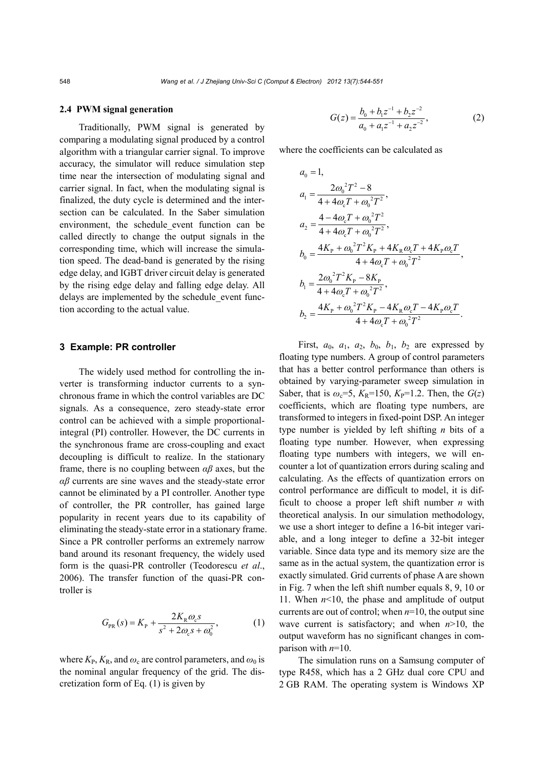### 2.4 PWM signal generation

Traditionally, PWM signal is generated by comparing a modulating signal produced by a control algorithm with a triangular carrier signal. To improve accuracy, the simulator will reduce simulation step time near the intersection of modulating signal and carrier signal. In fact, when the modulating signal is finalized, the duty cycle is determined and the intersection can be calculated. In the Saber simulation environment, the schedule_event function can be called directly to change the output signals in the corresponding time, which will increase the simulation speed. The dead-band is generated by the rising edge delay, and IGBT driver circuit delay is generated by the rising edge delay and falling edge delay. All delays are implemented by the schedule_event function according to the actual value.

## 3 Example: PR controller

The widely used method for controlling the inverter is transforming inductor currents to a synchronous frame in which the control variables are DC signals. As a consequence, zero steady-state error control can be achieved with a simple proportional-integral (PI) controller. However, the DC currents in the synchronous frame are cross-coupling and exact decoupling is difficult to realize. In the stationary frame, there is no coupling between *αβ* axes, but the *αβ* currents are sine waves and the steady-state error cannot be eliminated by a PI controller. Another type of controller, the PR controller, has gained large popularity in recent years due to its capability of eliminating the steady-state error in a stationary frame. Since a PR controller performs an extremely narrow band around its resonant frequency, the widely used form is the quasi-PR controller (Teodorescu *et al*., 2006). The transfer function of the quasi-PR controller is

$$G_{\mathrm{PR}}(s)=K_{\mathrm{P}}+\frac{2K_{\mathrm{R}}\omega_{\mathrm{c}}s}{s^2+2\omega_{\mathrm{c}}s+\omega_0^2}, \tag{1}$$

where $K_\mathrm{P}$, $K_\mathrm{R}$, and $\omega_\mathrm{c}$ are control parameters, and $\omega_0$ is the nominal angular frequency of the grid. The discretization form of Eq. (1) is given by

$$G(z)=\frac{b_0+b_1z^{-1}+b_2z^{-2}}{a_0+a_1z^{-1}+a_2z^{-2}}, \tag{2}$$

where the coefficients can be calculated as

$$
\begin{aligned}
a_0 &= 1,\\
a_1 &= \frac{2\omega_0^2T^2-8}{4+4\omega_\mathrm{c}T+\omega_0^2T^2},\\
a_2 &= \frac{4-4\omega_\mathrm{c}T+\omega_0^2T^2}{4+4\omega_\mathrm{c}T+\omega_0^2T^2},\\
b_0 &= \frac{4K_\mathrm{P}+\omega_0^2T^2K_\mathrm{P}+4K_\mathrm{R}\omega_\mathrm{c}T+4K_\mathrm{P}\omega_\mathrm{c}T}{4+4\omega_\mathrm{c}T+\omega_0^2T^2},\\
b_1 &= \frac{2\omega_0^2T^2K_\mathrm{P}-8K_\mathrm{P}}{4+4\omega_\mathrm{c}T+\omega_0^2T^2},\\
b_2 &= \frac{4K_\mathrm{P}+\omega_0^2T^2K_\mathrm{P}-4K_\mathrm{R}\omega_\mathrm{c}T-4K_\mathrm{P}\omega_\mathrm{c}T}{4+4\omega_\mathrm{c}T+\omega_0^2T^2}.
\end{aligned}
$$

First, $a_0$, $a_1$, $a_2$, $b_0$, $b_1$, $b_2$ are expressed by floating type numbers. A group of control parameters that has a better control performance than others is obtained by varying-parameter sweep simulation in Saber, that is $\omega_\mathrm{c}$=5, $K_\mathrm{R}$=150, $K_\mathrm{P}$=1.2. Then, the $G(z)$ coefficients, which are floating type numbers, are transformed to integers in fixed-point DSP. An integer type number is yielded by left shifting $n$ bits of a floating type number. However, when expressing floating type numbers with integers, we will encounter a lot of quantization errors during scaling and calculating. As the effects of quantization errors on control performance are difficult to model, it is difficult to choose a proper left shift number $n$ with theoretical analysis. In our simulation methodology, we use a short integer to define a 16-bit integer variable, and a long integer to define a 32-bit integer variable. Since data type and its memory size are the same as in the actual system, the quantization error is exactly simulated. Grid currents of phase A are shown in Fig. 7 when the left shift number equals 8, 9, 10 or 11. When $n$<10, the phase and amplitude of output currents are out of control; when $n$=10, the output sine wave current is satisfactory; and when $n$>10, the output waveform has no significant changes in comparison with $n$=10.

The simulation runs on a Samsung computer of type R458, which has a 2 GHz dual core CPU and 2 GB RAM. The operating system is Windows XP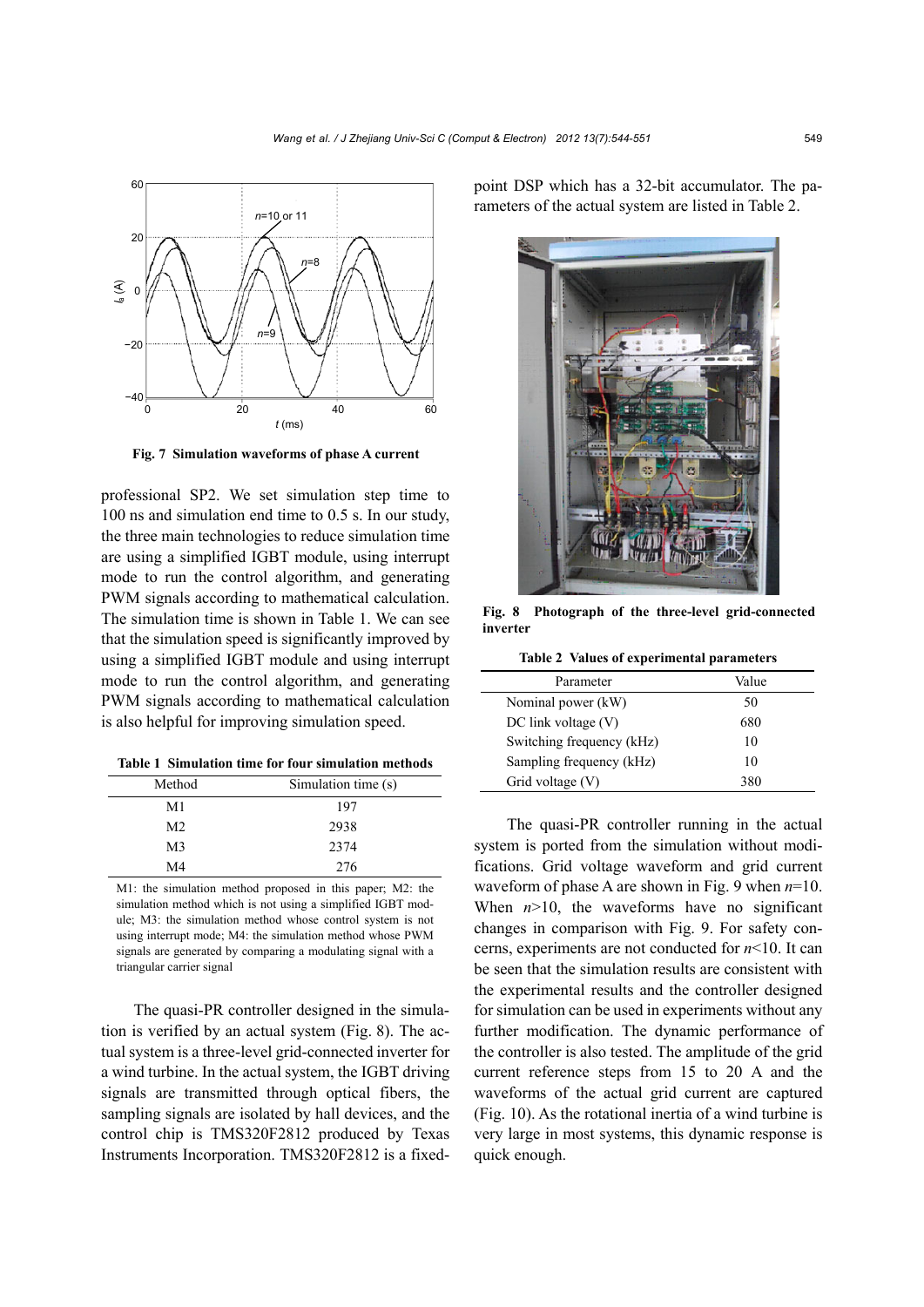Fig. 7 Simulation waveforms of phase A current

professional SP2. We set simulation step time to 100 ns and simulation end time to 0.5 s. In our study, the three main technologies to reduce simulation time are using a simplified IGBT module, using interrupt mode to run the control algorithm, and generating PWM signals according to mathematical calculation. The simulation time is shown in Table 1. We can see that the simulation speed is significantly improved by using a simplified IGBT module and using interrupt mode to run the control algorithm, and generating PWM signals according to mathematical calculation is also helpful for improving simulation speed.

**Table 1 Simulation time for four simulation methods**

| Method | Simulation time (s) |
|---|---|
| M1 | 197 |
| M2 | 2938 |
| M3 | 2374 |
| M4 | 276 |

M1: the simulation method proposed in this paper; M2: the simulation method which is not using a simplified IGBT module; M3: the simulation method whose control system is not using interrupt mode; M4: the simulation method whose PWM signals are generated by comparing a modulating signal with a triangular carrier signal

The quasi-PR controller designed in the simulation is verified by an actual system (Fig. 8). The actual system is a three-level grid-connected inverter for a wind turbine. In the actual system, the IGBT driving signals are transmitted through optical fibers, the sampling signals are isolated by hall devices, and the control chip is TMS320F2812 produced by Texas Instruments Incorporation. TMS320F2812 is a fixed-point DSP which has a 32-bit accumulator. The parameters of the actual system are listed in Table 2.

Fig. 8 Photograph of the three-level grid-connected inverter

**Table 2 Values of experimental parameters**

| Parameter | Value |
|---|---|
| Nominal power (kW) | 50 |
| DC link voltage (V) | 680 |
| Switching frequency (kHz) | 10 |
| Sampling frequency (kHz) | 10 |
| Grid voltage (V) | 380 |

The quasi-PR controller running in the actual system is ported from the simulation without modifications. Grid voltage waveform and grid current waveform of phase A are shown in Fig. 9 when $n=10$. When $n>10$, the waveforms have no significant changes in comparison with Fig. 9. For safety concerns, experiments are not conducted for $n<10$. It can be seen that the simulation results are consistent with the experimental results and the controller designed for simulation can be used in experiments without any further modification. The dynamic performance of the controller is also tested. The amplitude of the grid current reference steps from 15 to 20 A and the waveforms of the actual grid current are captured (Fig. 10). As the rotational inertia of a wind turbine is very large in most systems, this dynamic response is quick enough.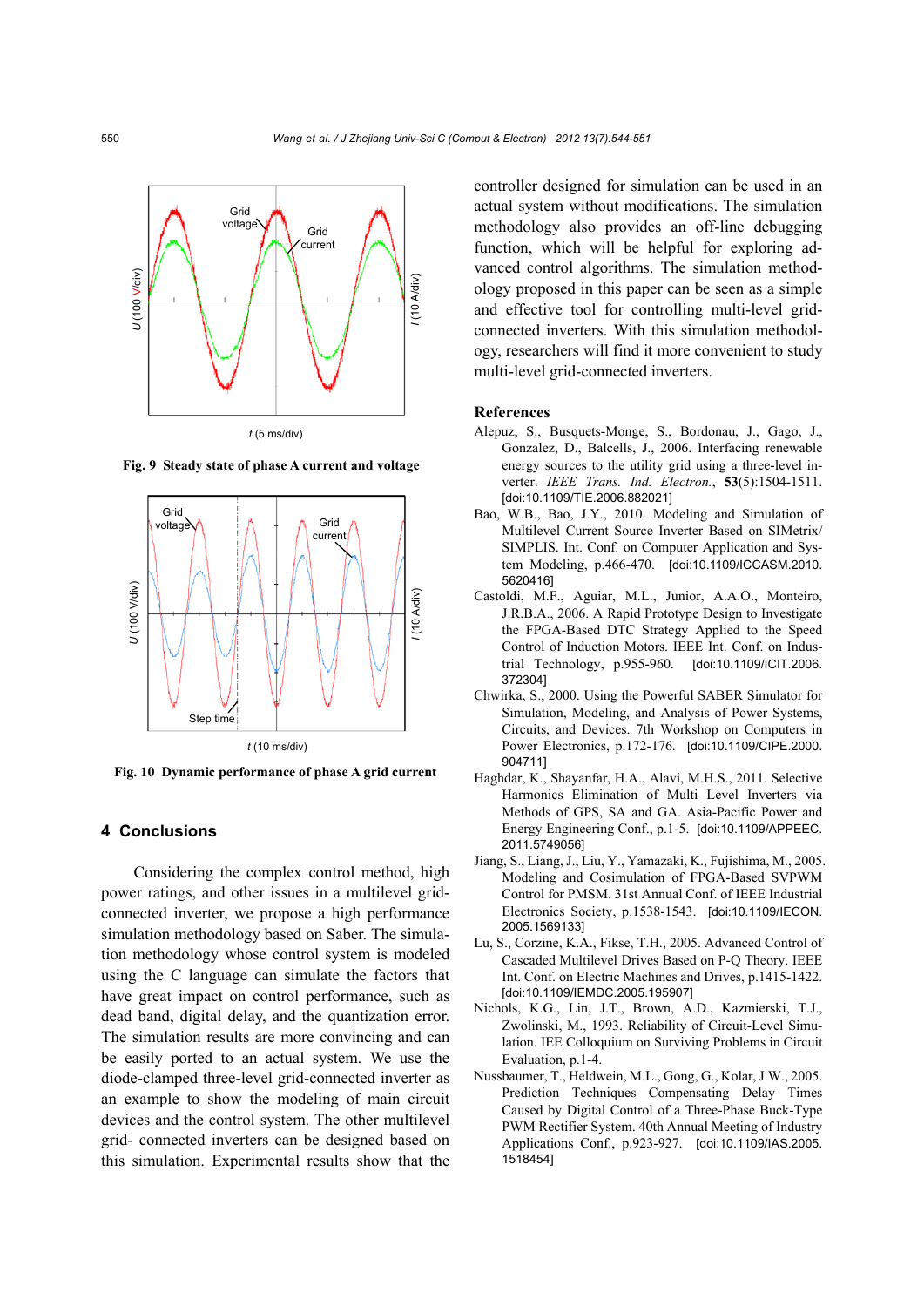Fig. 9 Steady state of phase A current and voltage

Fig. 10 Dynamic performance of phase A grid current

## 4 Conclusions

Considering the complex control method, high power ratings, and other issues in a multilevel grid-connected inverter, we propose a high performance simulation methodology based on Saber. The simulation methodology whose control system is modeled using the C language can simulate the factors that have great impact on control performance, such as dead band, digital delay, and the quantization error. The simulation results are more convincing and can be easily ported to an actual system. We use the diode-clamped three-level grid-connected inverter as an example to show the modeling of main circuit devices and the control system. The other multilevel grid- connected inverters can be designed based on this simulation. Experimental results show that the controller designed for simulation can be used in an actual system without modifications. The simulation methodology also provides an off-line debugging function, which will be helpful for exploring advanced control algorithms. The simulation methodology proposed in this paper can be seen as a simple and effective tool for controlling multi-level grid-connected inverters. With this simulation methodology, researchers will find it more convenient to study multi-level grid-connected inverters.

## References

Alepuz, S., Busquets-Monge, S., Bordonau, J., Gago, J., Gonzalez, D., Balcells, J., 2006. Interfacing renewable energy sources to the utility grid using a three-level inverter. *IEEE Trans. Ind. Electron.*, **53**(5):1504-1511. [doi:10.1109/TIE.2006.882021]

Bao, W.B., Bao, J.Y., 2010. Modeling and Simulation of Multilevel Current Source Inverter Based on SIMetrix/ SIMPLIS. Int. Conf. on Computer Application and System Modeling, p.466-470. [doi:10.1109/ICCASM.2010.5620416]

Castoldi, M.F., Aguiar, M.L., Junior, A.A.O., Monteiro, J.R.B.A., 2006. A Rapid Prototype Design to Investigate the FPGA-Based DTC Strategy Applied to the Speed Control of Induction Motors. IEEE Int. Conf. on Industrial Technology, p.955-960. [doi:10.1109/ICIT.2006.372304]

Chwirka, S., 2000. Using the Powerful SABER Simulator for Simulation, Modeling, and Analysis of Power Systems, Circuits, and Devices. 7th Workshop on Computers in Power Electronics, p.172-176. [doi:10.1109/CIPE.2000.904711]

Haghdar, K., Shayanfar, H.A., Alavi, M.H.S., 2011. Selective Harmonics Elimination of Multi Level Inverters via Methods of GPS, SA and GA. Asia-Pacific Power and Energy Engineering Conf., p.1-5. [doi:10.1109/APPEEC.2011.5749056]

Jiang, S., Liang, J., Liu, Y., Yamazaki, K., Fujishima, M., 2005. Modeling and Cosimulation of FPGA-Based SVPWM Control for PMSM. 31st Annual Conf. of IEEE Industrial Electronics Society, p.1538-1543. [doi:10.1109/IECON.2005.1569133]

Lu, S., Corzine, K.A., Fikse, T.H., 2005. Advanced Control of Cascaded Multilevel Drives Based on P-Q Theory. IEEE Int. Conf. on Electric Machines and Drives, p.1415-1422. [doi:10.1109/IEMDC.2005.195907]

Nichols, K.G., Lin, J.T., Brown, A.D., Kazmierski, T.J., Zwolinski, M., 1993. Reliability of Circuit-Level Simulation. IEE Colloquium on Surviving Problems in Circuit Evaluation, p.1-4.

Nussbaumer, T., Heldwein, M.L., Gong, G., Kolar, J.W., 2005. Prediction Techniques Compensating Delay Times Caused by Digital Control of a Three-Phase Buck-Type PWM Rectifier System. 40th Annual Meeting of Industry Applications Conf., p.923-927. [doi:10.1109/IAS.2005.1518454]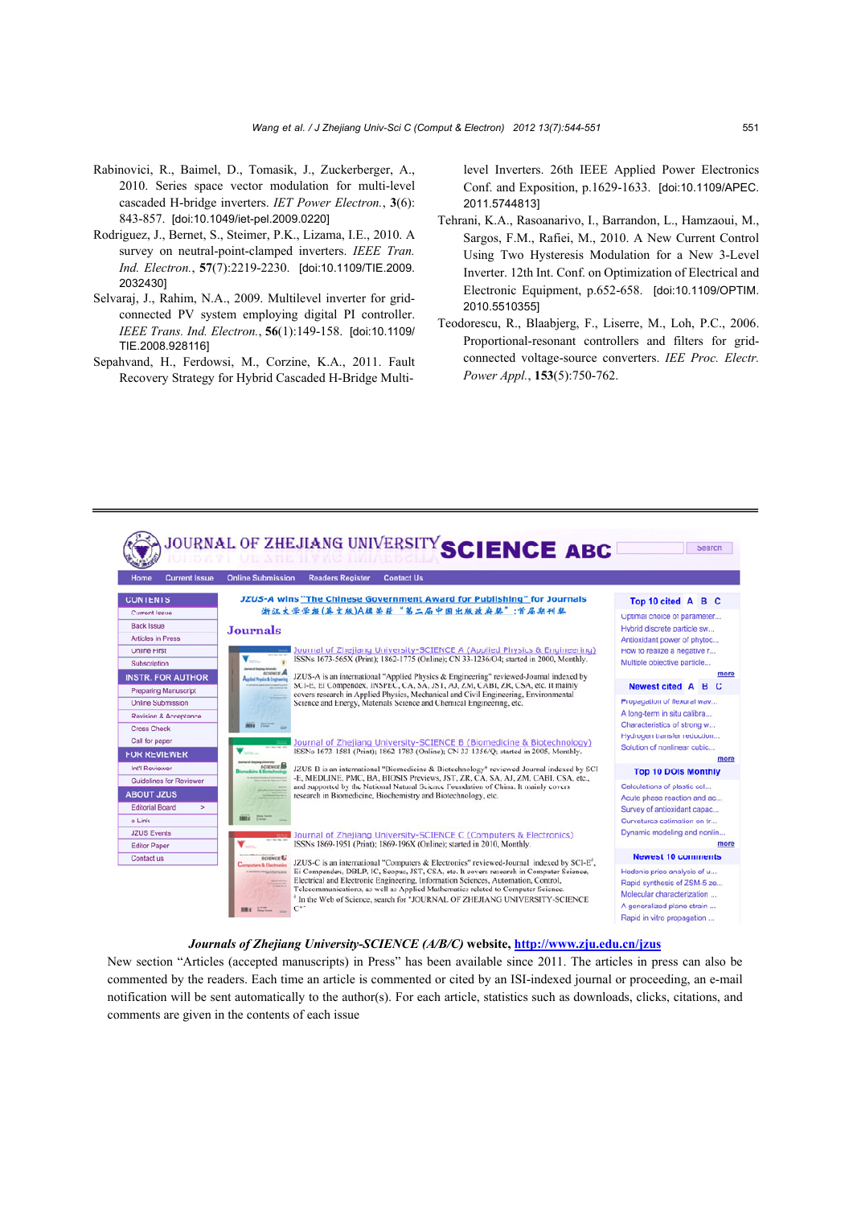Rabinovici, R., Baimel, D., Tomasik, J., Zuckerberger, A., 2010. Series space vector modulation for multi-level cascaded H-bridge inverters. *IET Power Electron.*, **3**(6): 843-857. [doi:10.1049/iet-pel.2009.0220]

Rodriguez, J., Bernet, S., Steimer, P.K., Lizama, I.E., 2010. A survey on neutral-point-clamped inverters. *IEEE Tran. Ind. Electron.*, **57**(7):2219-2230. [doi:10.1109/TIE.2009.2032430]

Selvaraj, J., Rahim, N.A., 2009. Multilevel inverter for grid-connected PV system employing digital PI controller. *IEEE Trans. Ind. Electron.*, **56**(1):149-158. [doi:10.1109/TIE.2008.928116]

Sepahvand, H., Ferdowsi, M., Corzine, K.A., 2011. Fault Recovery Strategy for Hybrid Cascaded H-Bridge Multi-level Inverters. 26th IEEE Applied Power Electronics Conf. and Exposition, p.1629-1633. [doi:10.1109/APEC.2011.5744813]

Tehrani, K.A., Rasoanarivo, I., Barrandon, L., Hamzaoui, M., Sargos, F.M., Rafiei, M., 2010. A New Current Control Using Two Hysteresis Modulation for a New 3-Level Inverter. 12th Int. Conf. on Optimization of Electrical and Electronic Equipment, p.652-658. [doi:10.1109/OPTIM.2010.5510355]

Teodorescu, R., Blaabjerg, F., Liserre, M., Loh, P.C., 2006. Proportional-resonant controllers and filters for grid-connected voltage-source converters. *IEE Proc. Electr. Power Appl.*, **153**(5):750-762.

---

***Journals of Zhejiang University-SCIENCE (A/B/C)* website, http://www.zju.edu.cn/jzus**

New section "Articles (accepted manuscripts) in Press" has been available since 2011. The articles in press can also be commented by the readers. Each time an article is commented or cited by an ISI-indexed journal or proceeding, an e-mail notification will be sent automatically to the author(s). For each article, statistics such as downloads, clicks, citations, and comments are given in the contents of each issue